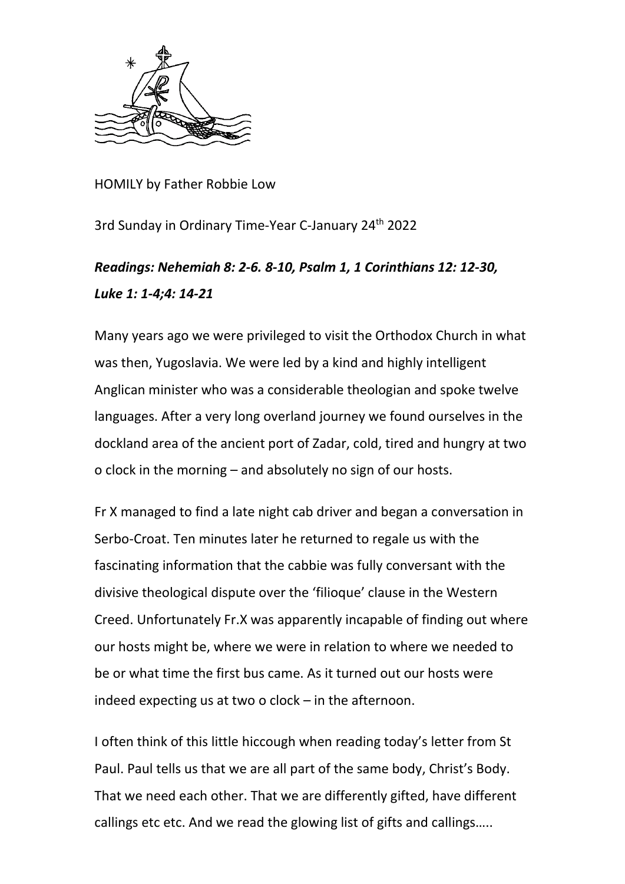HOMILY by Father Robbie Low

3rd Sunday in Ordinary Time-Year C-January 24th 2022

***Readings: Nehemiah 8: 2-6. 8-10, Psalm 1, 1 Corinthians 12: 12-30, Luke 1: 1-4;4: 14-21***

Many years ago we were privileged to visit the Orthodox Church in what was then, Yugoslavia. We were led by a kind and highly intelligent Anglican minister who was a considerable theologian and spoke twelve languages. After a very long overland journey we found ourselves in the dockland area of the ancient port of Zadar, cold, tired and hungry at two o clock in the morning – and absolutely no sign of our hosts.

Fr X managed to find a late night cab driver and began a conversation in Serbo-Croat. Ten minutes later he returned to regale us with the fascinating information that the cabbie was fully conversant with the divisive theological dispute over the 'filioque' clause in the Western Creed. Unfortunately Fr.X was apparently incapable of finding out where our hosts might be, where we were in relation to where we needed to be or what time the first bus came. As it turned out our hosts were indeed expecting us at two o clock – in the afternoon.

I often think of this little hiccough when reading today's letter from St Paul. Paul tells us that we are all part of the same body, Christ's Body. That we need each other. That we are differently gifted, have different callings etc etc. And we read the glowing list of gifts and callings.....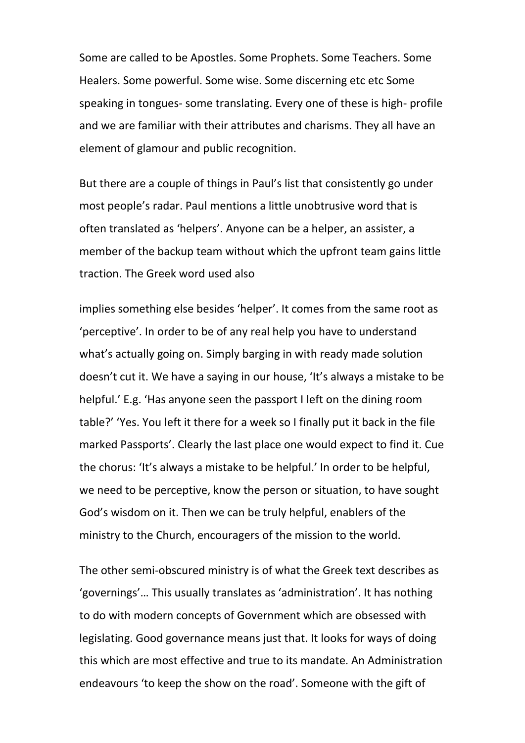Some are called to be Apostles. Some Prophets. Some Teachers. Some Healers. Some powerful. Some wise. Some discerning etc etc Some speaking in tongues- some translating. Every one of these is high- profile and we are familiar with their attributes and charisms. They all have an element of glamour and public recognition.

But there are a couple of things in Paul's list that consistently go under most people's radar. Paul mentions a little unobtrusive word that is often translated as 'helpers'. Anyone can be a helper, an assister, a member of the backup team without which the upfront team gains little traction. The Greek word used also

implies something else besides 'helper'. It comes from the same root as 'perceptive'. In order to be of any real help you have to understand what's actually going on. Simply barging in with ready made solution doesn't cut it. We have a saying in our house, 'It's always a mistake to be helpful.' E.g. 'Has anyone seen the passport I left on the dining room table?' 'Yes. You left it there for a week so I finally put it back in the file marked Passports'. Clearly the last place one would expect to find it. Cue the chorus: 'It's always a mistake to be helpful.' In order to be helpful, we need to be perceptive, know the person or situation, to have sought God's wisdom on it. Then we can be truly helpful, enablers of the ministry to the Church, encouragers of the mission to the world.

The other semi-obscured ministry is of what the Greek text describes as 'governings'… This usually translates as 'administration'. It has nothing to do with modern concepts of Government which are obsessed with legislating. Good governance means just that. It looks for ways of doing this which are most effective and true to its mandate. An Administration endeavours 'to keep the show on the road'. Someone with the gift of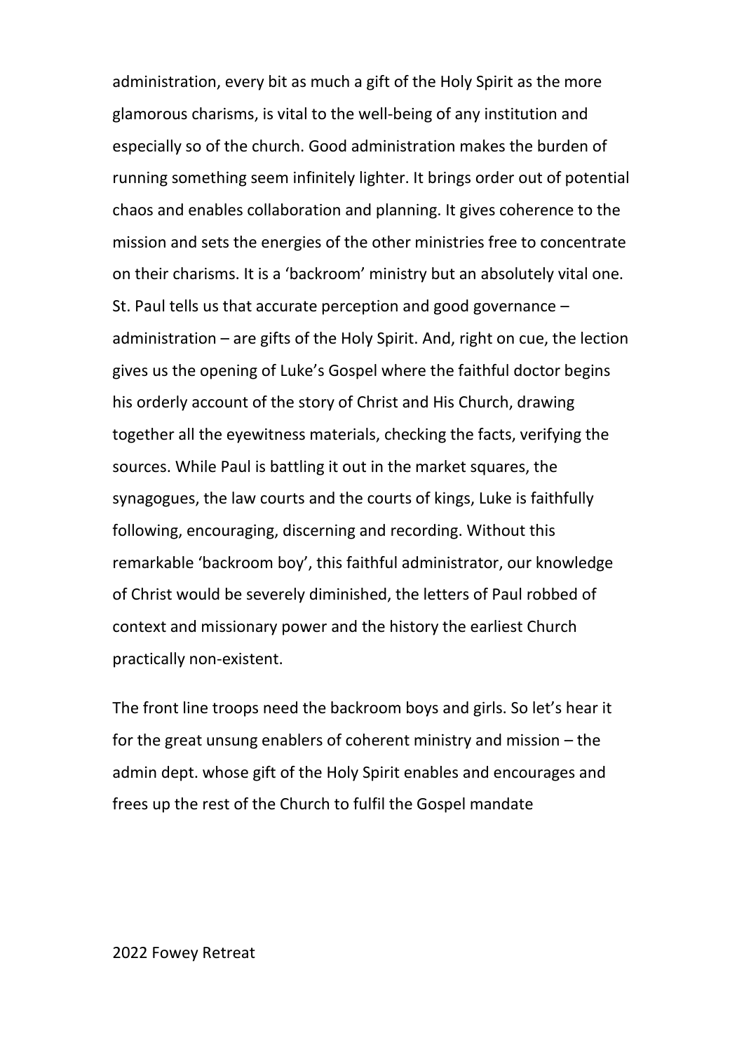administration, every bit as much a gift of the Holy Spirit as the more glamorous charisms, is vital to the well-being of any institution and especially so of the church. Good administration makes the burden of running something seem infinitely lighter. It brings order out of potential chaos and enables collaboration and planning. It gives coherence to the mission and sets the energies of the other ministries free to concentrate on their charisms. It is a 'backroom' ministry but an absolutely vital one. St. Paul tells us that accurate perception and good governance – administration – are gifts of the Holy Spirit. And, right on cue, the lection gives us the opening of Luke's Gospel where the faithful doctor begins his orderly account of the story of Christ and His Church, drawing together all the eyewitness materials, checking the facts, verifying the sources. While Paul is battling it out in the market squares, the synagogues, the law courts and the courts of kings, Luke is faithfully following, encouraging, discerning and recording. Without this remarkable 'backroom boy', this faithful administrator, our knowledge of Christ would be severely diminished, the letters of Paul robbed of context and missionary power and the history the earliest Church practically non-existent.

The front line troops need the backroom boys and girls. So let's hear it for the great unsung enablers of coherent ministry and mission – the admin dept. whose gift of the Holy Spirit enables and encourages and frees up the rest of the Church to fulfil the Gospel mandate

2022 Fowey Retreat